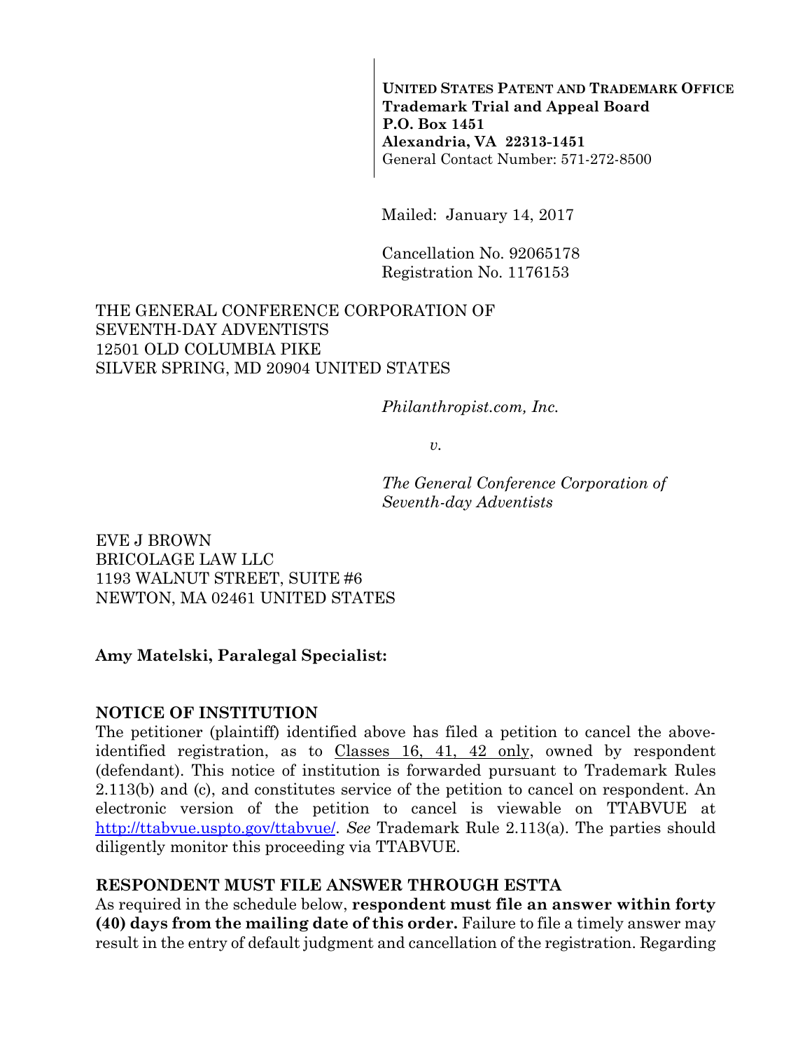**UNITED STATES PATENT AND TRADEMARK OFFICE**
**Trademark Trial and Appeal Board**
**P.O. Box 1451**
**Alexandria, VA 22313-1451**
General Contact Number: 571-272-8500

Mailed: January 14, 2017

Cancellation No. 92065178
Registration No. 1176153

THE GENERAL CONFERENCE CORPORATION OF
SEVENTH-DAY ADVENTISTS
12501 OLD COLUMBIA PIKE
SILVER SPRING, MD 20904 UNITED STATES

*Philanthropist.com, Inc.*

*v.*

*The General Conference Corporation of Seventh-day Adventists*

EVE J BROWN
BRICOLAGE LAW LLC
1193 WALNUT STREET, SUITE #6
NEWTON, MA 02461 UNITED STATES

**Amy Matelski, Paralegal Specialist:**

**NOTICE OF INSTITUTION**

The petitioner (plaintiff) identified above has filed a petition to cancel the above-identified registration, as to Classes 16, 41, 42 only, owned by respondent (defendant). This notice of institution is forwarded pursuant to Trademark Rules 2.113(b) and (c), and constitutes service of the petition to cancel on respondent. An electronic version of the petition to cancel is viewable on TTABVUE at http://ttabvue.uspto.gov/ttabvue/. *See* Trademark Rule 2.113(a). The parties should diligently monitor this proceeding via TTABVUE.

**RESPONDENT MUST FILE ANSWER THROUGH ESTTA**

As required in the schedule below, **respondent must file an answer within forty (40) days from the mailing date of this order.** Failure to file a timely answer may result in the entry of default judgment and cancellation of the registration. Regarding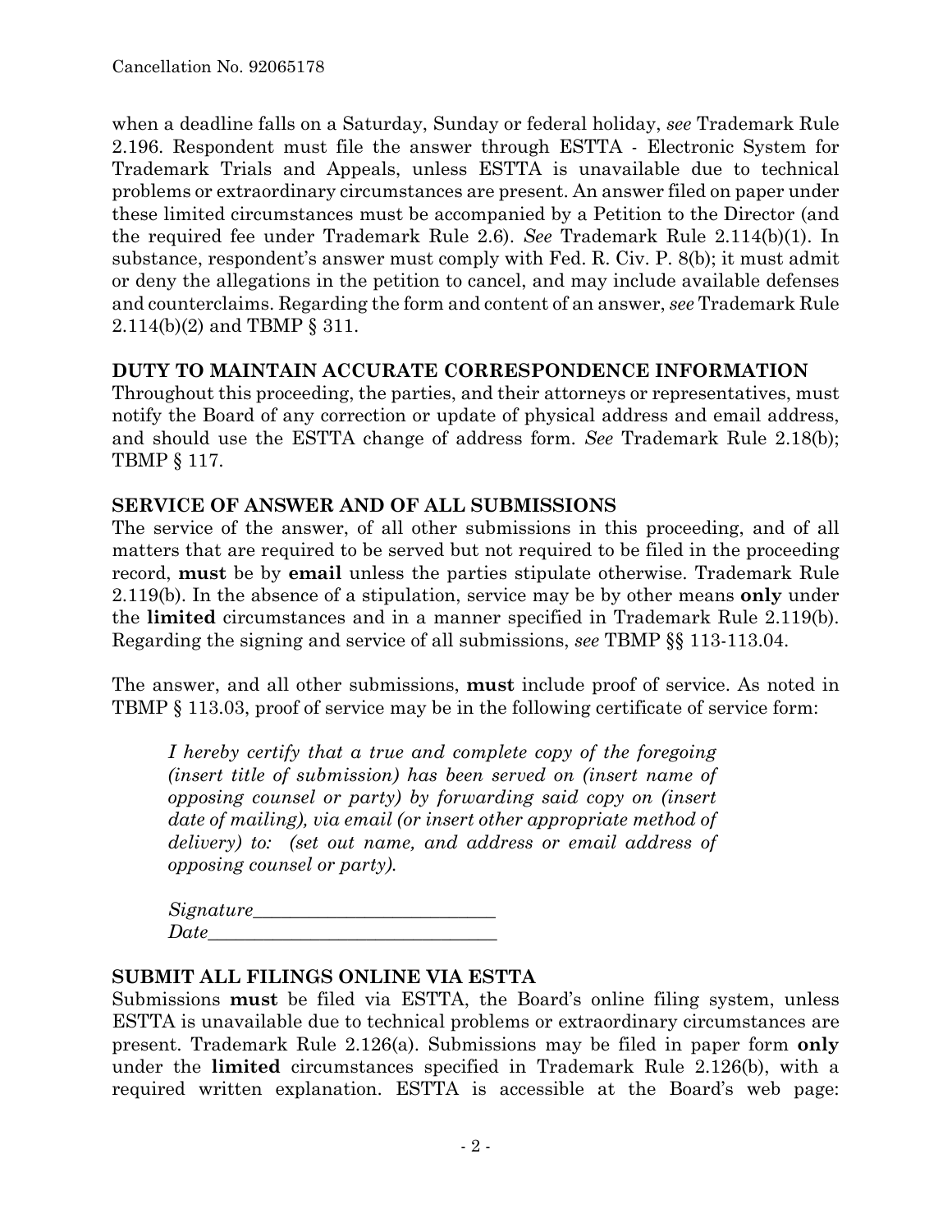when a deadline falls on a Saturday, Sunday or federal holiday, *see* Trademark Rule 2.196. Respondent must file the answer through ESTTA - Electronic System for Trademark Trials and Appeals, unless ESTTA is unavailable due to technical problems or extraordinary circumstances are present. An answer filed on paper under these limited circumstances must be accompanied by a Petition to the Director (and the required fee under Trademark Rule 2.6). *See* Trademark Rule 2.114(b)(1). In substance, respondent's answer must comply with Fed. R. Civ. P. 8(b); it must admit or deny the allegations in the petition to cancel, and may include available defenses and counterclaims. Regarding the form and content of an answer, *see* Trademark Rule 2.114(b)(2) and TBMP § 311.

**DUTY TO MAINTAIN ACCURATE CORRESPONDENCE INFORMATION**

Throughout this proceeding, the parties, and their attorneys or representatives, must notify the Board of any correction or update of physical address and email address, and should use the ESTTA change of address form. *See* Trademark Rule 2.18(b); TBMP § 117.

**SERVICE OF ANSWER AND OF ALL SUBMISSIONS**

The service of the answer, of all other submissions in this proceeding, and of all matters that are required to be served but not required to be filed in the proceeding record, **must** be by **email** unless the parties stipulate otherwise. Trademark Rule 2.119(b). In the absence of a stipulation, service may be by other means **only** under the **limited** circumstances and in a manner specified in Trademark Rule 2.119(b). Regarding the signing and service of all submissions, *see* TBMP §§ 113-113.04.

The answer, and all other submissions, **must** include proof of service. As noted in TBMP § 113.03, proof of service may be in the following certificate of service form:

> *I hereby certify that a true and complete copy of the foregoing (insert title of submission) has been served on (insert name of opposing counsel or party) by forwarding said copy on (insert date of mailing), via email (or insert other appropriate method of delivery) to: (set out name, and address or email address of opposing counsel or party).*
>
> *Signature*__________________________
> *Date*______________________________

**SUBMIT ALL FILINGS ONLINE VIA ESTTA**

Submissions **must** be filed via ESTTA, the Board's online filing system, unless ESTTA is unavailable due to technical problems or extraordinary circumstances are present. Trademark Rule 2.126(a). Submissions may be filed in paper form **only** under the **limited** circumstances specified in Trademark Rule 2.126(b), with a required written explanation. ESTTA is accessible at the Board's web page: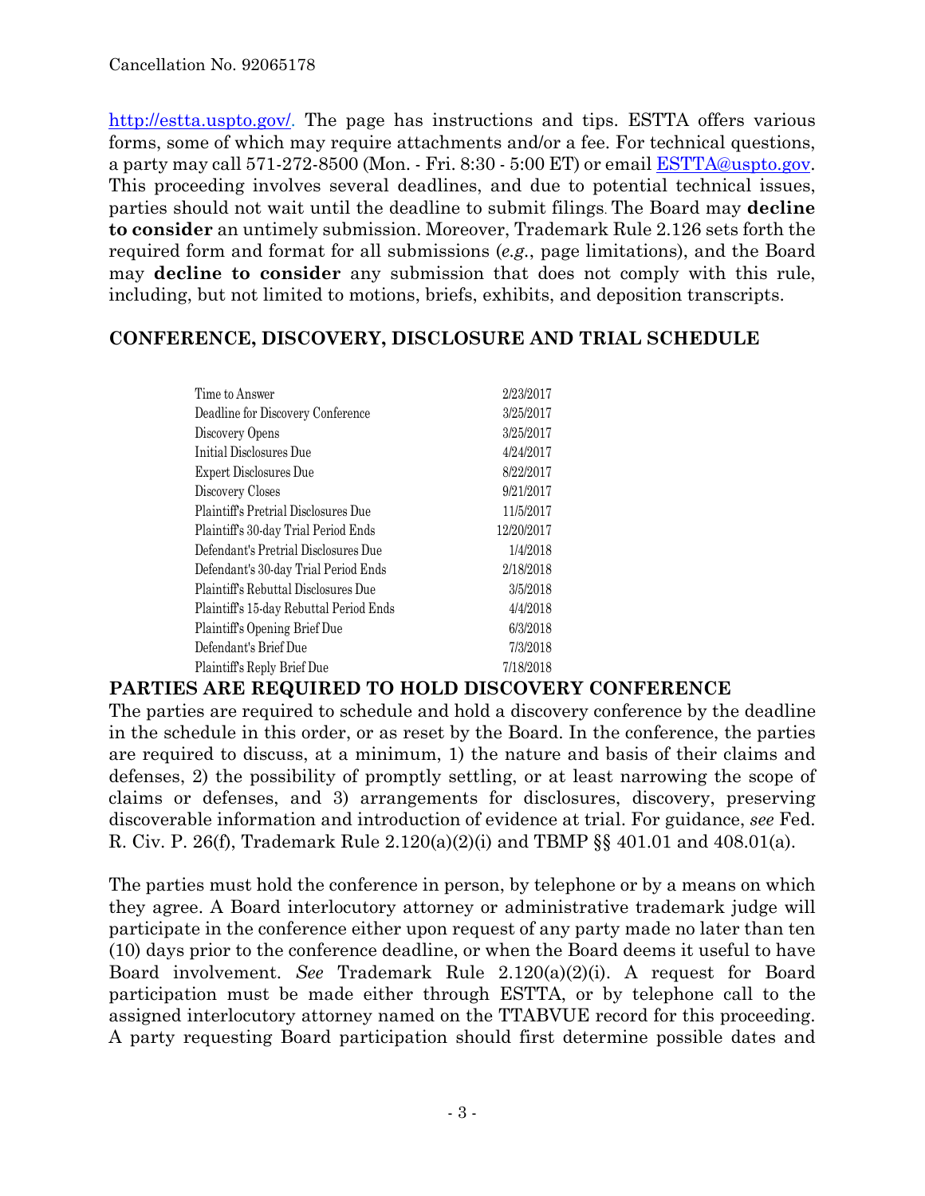http://estta.uspto.gov/. The page has instructions and tips. ESTTA offers various forms, some of which may require attachments and/or a fee. For technical questions, a party may call 571-272-8500 (Mon. - Fri. 8:30 - 5:00 ET) or email ESTTA@uspto.gov. This proceeding involves several deadlines, and due to potential technical issues, parties should not wait until the deadline to submit filings. The Board may **decline to consider** an untimely submission. Moreover, Trademark Rule 2.126 sets forth the required form and format for all submissions (*e.g.*, page limitations), and the Board may **decline to consider** any submission that does not comply with this rule, including, but not limited to motions, briefs, exhibits, and deposition transcripts.

## CONFERENCE, DISCOVERY, DISCLOSURE AND TRIAL SCHEDULE

| | |
|---|---|
| Time to Answer | 2/23/2017 |
| Deadline for Discovery Conference | 3/25/2017 |
| Discovery Opens | 3/25/2017 |
| Initial Disclosures Due | 4/24/2017 |
| Expert Disclosures Due | 8/22/2017 |
| Discovery Closes | 9/21/2017 |
| Plaintiff's Pretrial Disclosures Due | 11/5/2017 |
| Plaintiff's 30-day Trial Period Ends | 12/20/2017 |
| Defendant's Pretrial Disclosures Due | 1/4/2018 |
| Defendant's 30-day Trial Period Ends | 2/18/2018 |
| Plaintiff's Rebuttal Disclosures Due | 3/5/2018 |
| Plaintiff's 15-day Rebuttal Period Ends | 4/4/2018 |
| Plaintiff's Opening Brief Due | 6/3/2018 |
| Defendant's Brief Due | 7/3/2018 |
| Plaintiff's Reply Brief Due | 7/18/2018 |

## PARTIES ARE REQUIRED TO HOLD DISCOVERY CONFERENCE

The parties are required to schedule and hold a discovery conference by the deadline in the schedule in this order, or as reset by the Board. In the conference, the parties are required to discuss, at a minimum, 1) the nature and basis of their claims and defenses, 2) the possibility of promptly settling, or at least narrowing the scope of claims or defenses, and 3) arrangements for disclosures, discovery, preserving discoverable information and introduction of evidence at trial. For guidance, *see* Fed. R. Civ. P. 26(f), Trademark Rule 2.120(a)(2)(i) and TBMP §§ 401.01 and 408.01(a).

The parties must hold the conference in person, by telephone or by a means on which they agree. A Board interlocutory attorney or administrative trademark judge will participate in the conference either upon request of any party made no later than ten (10) days prior to the conference deadline, or when the Board deems it useful to have Board involvement. *See* Trademark Rule 2.120(a)(2)(i). A request for Board participation must be made either through ESTTA, or by telephone call to the assigned interlocutory attorney named on the TTABVUE record for this proceeding. A party requesting Board participation should first determine possible dates and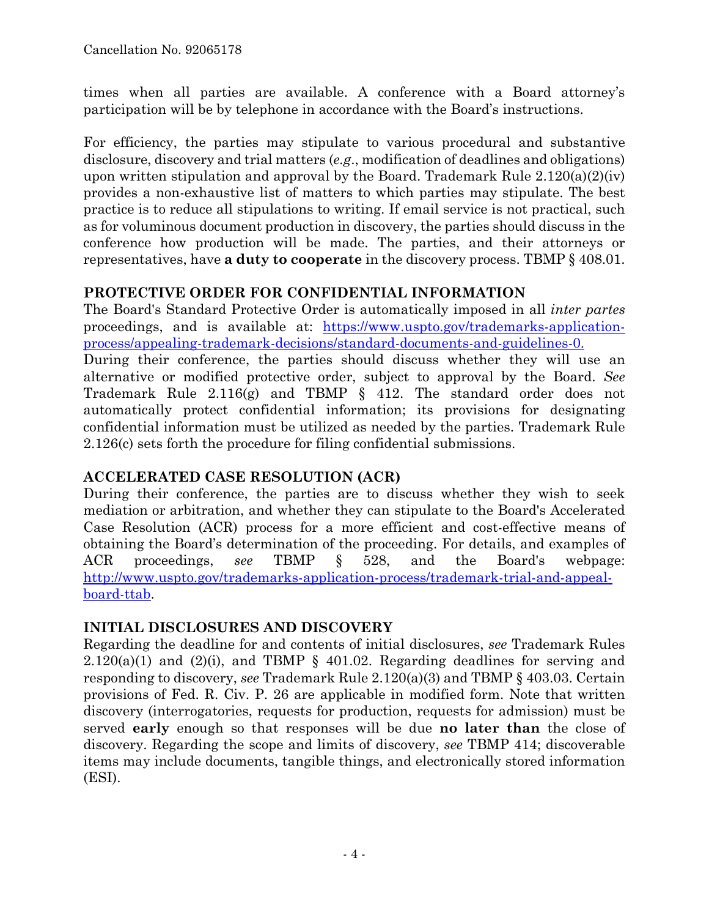times when all parties are available. A conference with a Board attorney's participation will be by telephone in accordance with the Board's instructions.

For efficiency, the parties may stipulate to various procedural and substantive disclosure, discovery and trial matters (*e.g.*, modification of deadlines and obligations) upon written stipulation and approval by the Board. Trademark Rule 2.120(a)(2)(iv) provides a non-exhaustive list of matters to which parties may stipulate. The best practice is to reduce all stipulations to writing. If email service is not practical, such as for voluminous document production in discovery, the parties should discuss in the conference how production will be made. The parties, and their attorneys or representatives, have **a duty to cooperate** in the discovery process. TBMP § 408.01.

## PROTECTIVE ORDER FOR CONFIDENTIAL INFORMATION

The Board's Standard Protective Order is automatically imposed in all *inter partes* proceedings, and is available at: [https://www.uspto.gov/trademarks-application-process/appealing-trademark-decisions/standard-documents-and-guidelines-0.](https://www.uspto.gov/trademarks-application-process/appealing-trademark-decisions/standard-documents-and-guidelines-0)

During their conference, the parties should discuss whether they will use an alternative or modified protective order, subject to approval by the Board. *See* Trademark Rule 2.116(g) and TBMP § 412. The standard order does not automatically protect confidential information; its provisions for designating confidential information must be utilized as needed by the parties. Trademark Rule 2.126(c) sets forth the procedure for filing confidential submissions.

## ACCELERATED CASE RESOLUTION (ACR)

During their conference, the parties are to discuss whether they wish to seek mediation or arbitration, and whether they can stipulate to the Board's Accelerated Case Resolution (ACR) process for a more efficient and cost-effective means of obtaining the Board's determination of the proceeding. For details, and examples of ACR proceedings, *see* TBMP § 528, and the Board's webpage: [http://www.uspto.gov/trademarks-application-process/trademark-trial-and-appeal-board-ttab](http://www.uspto.gov/trademarks-application-process/trademark-trial-and-appeal-board-ttab).

## INITIAL DISCLOSURES AND DISCOVERY

Regarding the deadline for and contents of initial disclosures, *see* Trademark Rules 2.120(a)(1) and (2)(i), and TBMP § 401.02. Regarding deadlines for serving and responding to discovery, *see* Trademark Rule 2.120(a)(3) and TBMP § 403.03. Certain provisions of Fed. R. Civ. P. 26 are applicable in modified form. Note that written discovery (interrogatories, requests for production, requests for admission) must be served **early** enough so that responses will be due **no later than** the close of discovery. Regarding the scope and limits of discovery, *see* TBMP 414; discoverable items may include documents, tangible things, and electronically stored information (ESI).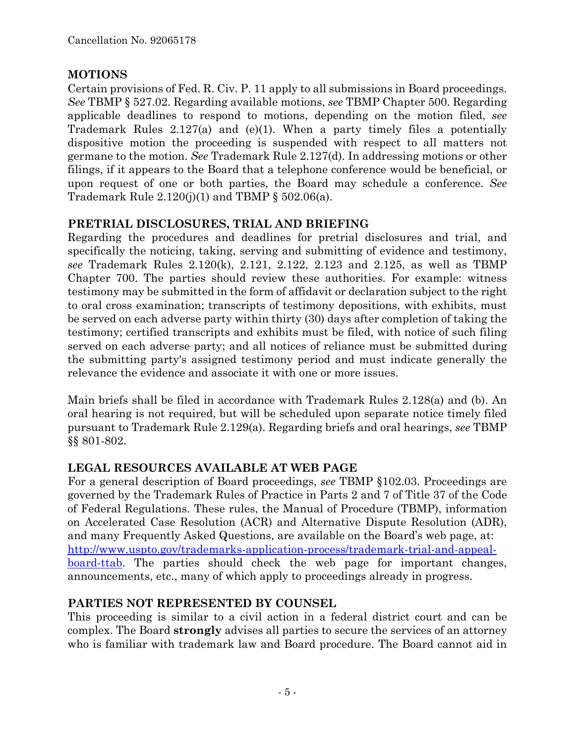## MOTIONS

Certain provisions of Fed. R. Civ. P. 11 apply to all submissions in Board proceedings. *See* TBMP § 527.02. Regarding available motions, *see* TBMP Chapter 500. Regarding applicable deadlines to respond to motions, depending on the motion filed, *see* Trademark Rules 2.127(a) and (e)(1). When a party timely files a potentially dispositive motion the proceeding is suspended with respect to all matters not germane to the motion. *See* Trademark Rule 2.127(d). In addressing motions or other filings, if it appears to the Board that a telephone conference would be beneficial, or upon request of one or both parties, the Board may schedule a conference. *See* Trademark Rule 2.120(j)(1) and TBMP § 502.06(a).

## PRETRIAL DISCLOSURES, TRIAL AND BRIEFING

Regarding the procedures and deadlines for pretrial disclosures and trial, and specifically the noticing, taking, serving and submitting of evidence and testimony, *see* Trademark Rules 2.120(k), 2.121, 2.122, 2.123 and 2.125, as well as TBMP Chapter 700. The parties should review these authorities. For example: witness testimony may be submitted in the form of affidavit or declaration subject to the right to oral cross examination; transcripts of testimony depositions, with exhibits, must be served on each adverse party within thirty (30) days after completion of taking the testimony; certified transcripts and exhibits must be filed, with notice of such filing served on each adverse party; and all notices of reliance must be submitted during the submitting party's assigned testimony period and must indicate generally the relevance the evidence and associate it with one or more issues.

Main briefs shall be filed in accordance with Trademark Rules 2.128(a) and (b). An oral hearing is not required, but will be scheduled upon separate notice timely filed pursuant to Trademark Rule 2.129(a). Regarding briefs and oral hearings, *see* TBMP §§ 801-802.

## LEGAL RESOURCES AVAILABLE AT WEB PAGE

For a general description of Board proceedings, *see* TBMP §102.03. Proceedings are governed by the Trademark Rules of Practice in Parts 2 and 7 of Title 37 of the Code of Federal Regulations. These rules, the Manual of Procedure (TBMP), information on Accelerated Case Resolution (ACR) and Alternative Dispute Resolution (ADR), and many Frequently Asked Questions, are available on the Board's web page, at: [http://www.uspto.gov/trademarks-application-process/trademark-trial-and-appeal-board-ttab](http://www.uspto.gov/trademarks-application-process/trademark-trial-and-appeal-board-ttab). The parties should check the web page for important changes, announcements, etc., many of which apply to proceedings already in progress.

## PARTIES NOT REPRESENTED BY COUNSEL

This proceeding is similar to a civil action in a federal district court and can be complex. The Board **strongly** advises all parties to secure the services of an attorney who is familiar with trademark law and Board procedure. The Board cannot aid in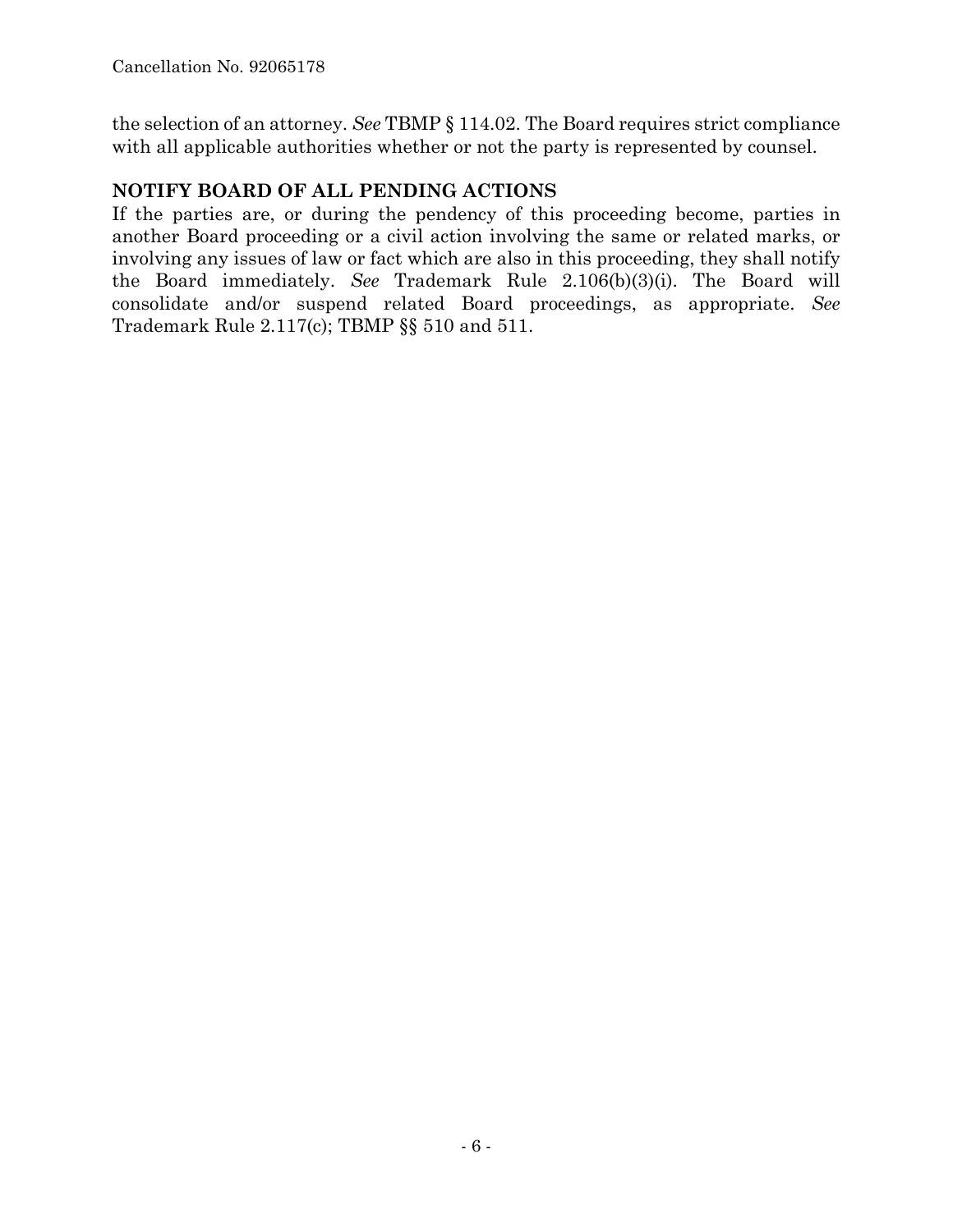the selection of an attorney. *See* TBMP § 114.02. The Board requires strict compliance with all applicable authorities whether or not the party is represented by counsel.

**NOTIFY BOARD OF ALL PENDING ACTIONS**

If the parties are, or during the pendency of this proceeding become, parties in another Board proceeding or a civil action involving the same or related marks, or involving any issues of law or fact which are also in this proceeding, they shall notify the Board immediately. *See* Trademark Rule 2.106(b)(3)(i). The Board will consolidate and/or suspend related Board proceedings, as appropriate. *See* Trademark Rule 2.117(c); TBMP §§ 510 and 511.